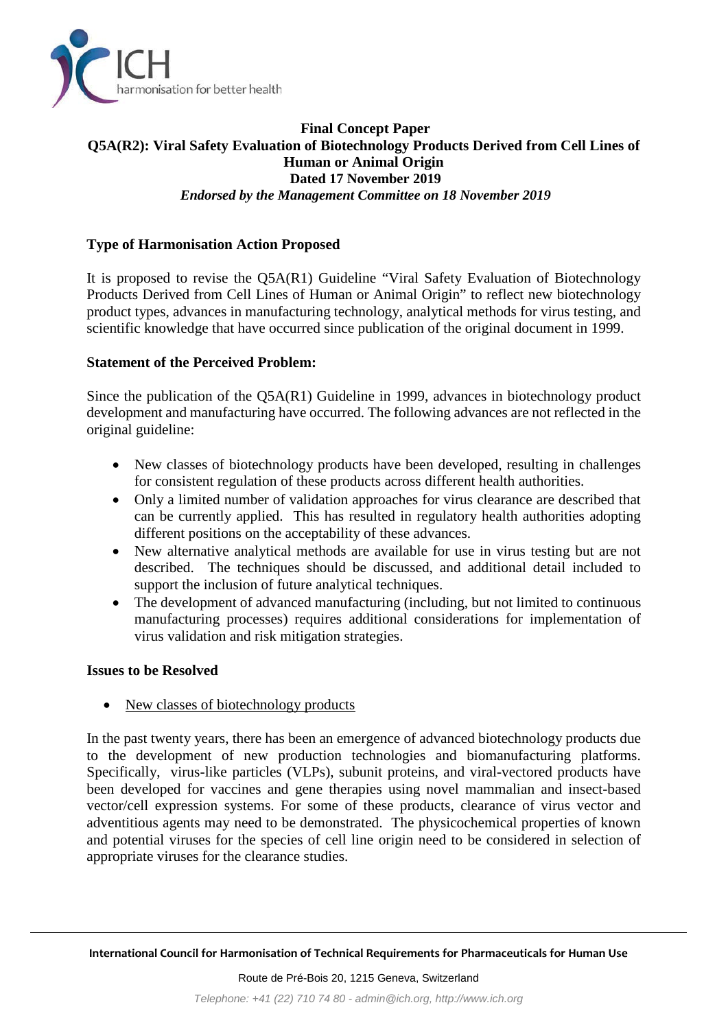# Final Concept Paper

## Q5A(R2): Viral Safety Evaluation of Biotechnology Products Derived from Cell Lines of Human or Animal Origin

**Dated 17 November 2019**

***Endorsed by the Management Committee on 18 November 2019***

### Type of Harmonisation Action Proposed

It is proposed to revise the Q5A(R1) Guideline "Viral Safety Evaluation of Biotechnology Products Derived from Cell Lines of Human or Animal Origin" to reflect new biotechnology product types, advances in manufacturing technology, analytical methods for virus testing, and scientific knowledge that have occurred since publication of the original document in 1999.

### Statement of the Perceived Problem:

Since the publication of the Q5A(R1) Guideline in 1999, advances in biotechnology product development and manufacturing have occurred. The following advances are not reflected in the original guideline:

- New classes of biotechnology products have been developed, resulting in challenges for consistent regulation of these products across different health authorities.
- Only a limited number of validation approaches for virus clearance are described that can be currently applied. This has resulted in regulatory health authorities adopting different positions on the acceptability of these advances.
- New alternative analytical methods are available for use in virus testing but are not described. The techniques should be discussed, and additional detail included to support the inclusion of future analytical techniques.
- The development of advanced manufacturing (including, but not limited to continuous manufacturing processes) requires additional considerations for implementation of virus validation and risk mitigation strategies.

### Issues to be Resolved

- New classes of biotechnology products

In the past twenty years, there has been an emergence of advanced biotechnology products due to the development of new production technologies and biomanufacturing platforms. Specifically, virus-like particles (VLPs), subunit proteins, and viral-vectored products have been developed for vaccines and gene therapies using novel mammalian and insect-based vector/cell expression systems. For some of these products, clearance of virus vector and adventitious agents may need to be demonstrated. The physicochemical properties of known and potential viruses for the species of cell line origin need to be considered in selection of appropriate viruses for the clearance studies.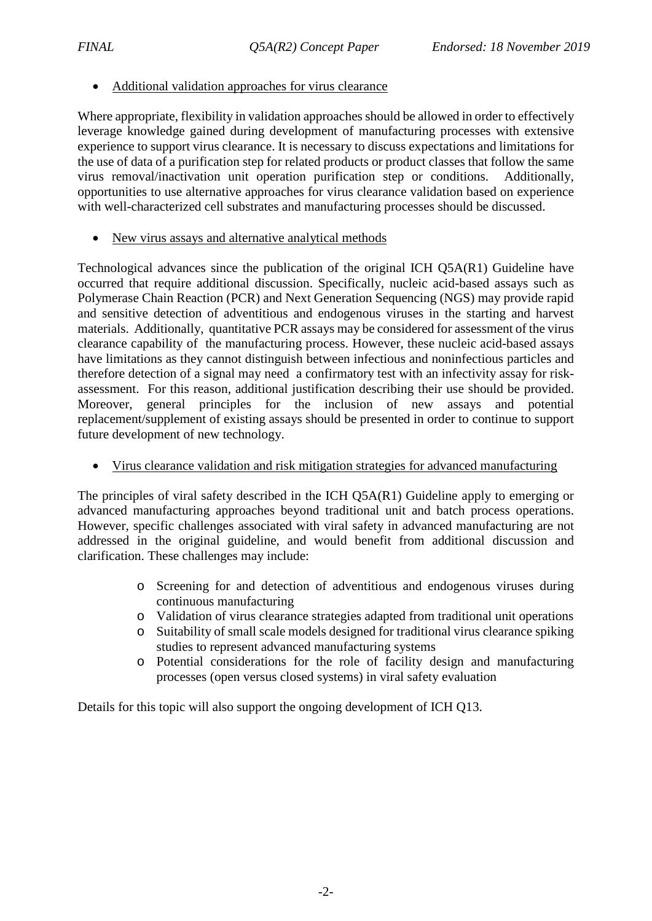- Additional validation approaches for virus clearance

Where appropriate, flexibility in validation approaches should be allowed in order to effectively leverage knowledge gained during development of manufacturing processes with extensive experience to support virus clearance. It is necessary to discuss expectations and limitations for the use of data of a purification step for related products or product classes that follow the same virus removal/inactivation unit operation purification step or conditions. Additionally, opportunities to use alternative approaches for virus clearance validation based on experience with well-characterized cell substrates and manufacturing processes should be discussed.

- New virus assays and alternative analytical methods

Technological advances since the publication of the original ICH Q5A(R1) Guideline have occurred that require additional discussion. Specifically, nucleic acid-based assays such as Polymerase Chain Reaction (PCR) and Next Generation Sequencing (NGS) may provide rapid and sensitive detection of adventitious and endogenous viruses in the starting and harvest materials. Additionally, quantitative PCR assays may be considered for assessment of the virus clearance capability of the manufacturing process. However, these nucleic acid-based assays have limitations as they cannot distinguish between infectious and noninfectious particles and therefore detection of a signal may need a confirmatory test with an infectivity assay for risk-assessment. For this reason, additional justification describing their use should be provided. Moreover, general principles for the inclusion of new assays and potential replacement/supplement of existing assays should be presented in order to continue to support future development of new technology.

- Virus clearance validation and risk mitigation strategies for advanced manufacturing

The principles of viral safety described in the ICH Q5A(R1) Guideline apply to emerging or advanced manufacturing approaches beyond traditional unit and batch process operations. However, specific challenges associated with viral safety in advanced manufacturing are not addressed in the original guideline, and would benefit from additional discussion and clarification. These challenges may include:

  - Screening for and detection of adventitious and endogenous viruses during continuous manufacturing
  - Validation of virus clearance strategies adapted from traditional unit operations
  - Suitability of small scale models designed for traditional virus clearance spiking studies to represent advanced manufacturing systems
  - Potential considerations for the role of facility design and manufacturing processes (open versus closed systems) in viral safety evaluation

Details for this topic will also support the ongoing development of ICH Q13.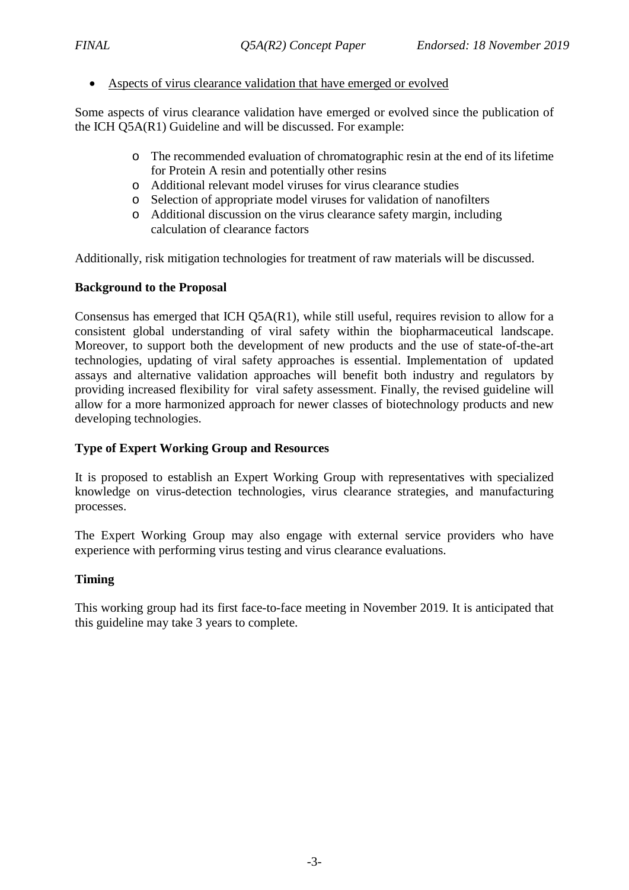- Aspects of virus clearance validation that have emerged or evolved

Some aspects of virus clearance validation have emerged or evolved since the publication of the ICH Q5A(R1) Guideline and will be discussed. For example:

  - The recommended evaluation of chromatographic resin at the end of its lifetime for Protein A resin and potentially other resins
  - Additional relevant model viruses for virus clearance studies
  - Selection of appropriate model viruses for validation of nanofilters
  - Additional discussion on the virus clearance safety margin, including calculation of clearance factors

Additionally, risk mitigation technologies for treatment of raw materials will be discussed.

**Background to the Proposal**

Consensus has emerged that ICH Q5A(R1), while still useful, requires revision to allow for a consistent global understanding of viral safety within the biopharmaceutical landscape. Moreover, to support both the development of new products and the use of state-of-the-art technologies, updating of viral safety approaches is essential. Implementation of updated assays and alternative validation approaches will benefit both industry and regulators by providing increased flexibility for viral safety assessment. Finally, the revised guideline will allow for a more harmonized approach for newer classes of biotechnology products and new developing technologies.

**Type of Expert Working Group and Resources**

It is proposed to establish an Expert Working Group with representatives with specialized knowledge on virus-detection technologies, virus clearance strategies, and manufacturing processes.

The Expert Working Group may also engage with external service providers who have experience with performing virus testing and virus clearance evaluations.

**Timing**

This working group had its first face-to-face meeting in November 2019. It is anticipated that this guideline may take 3 years to complete.